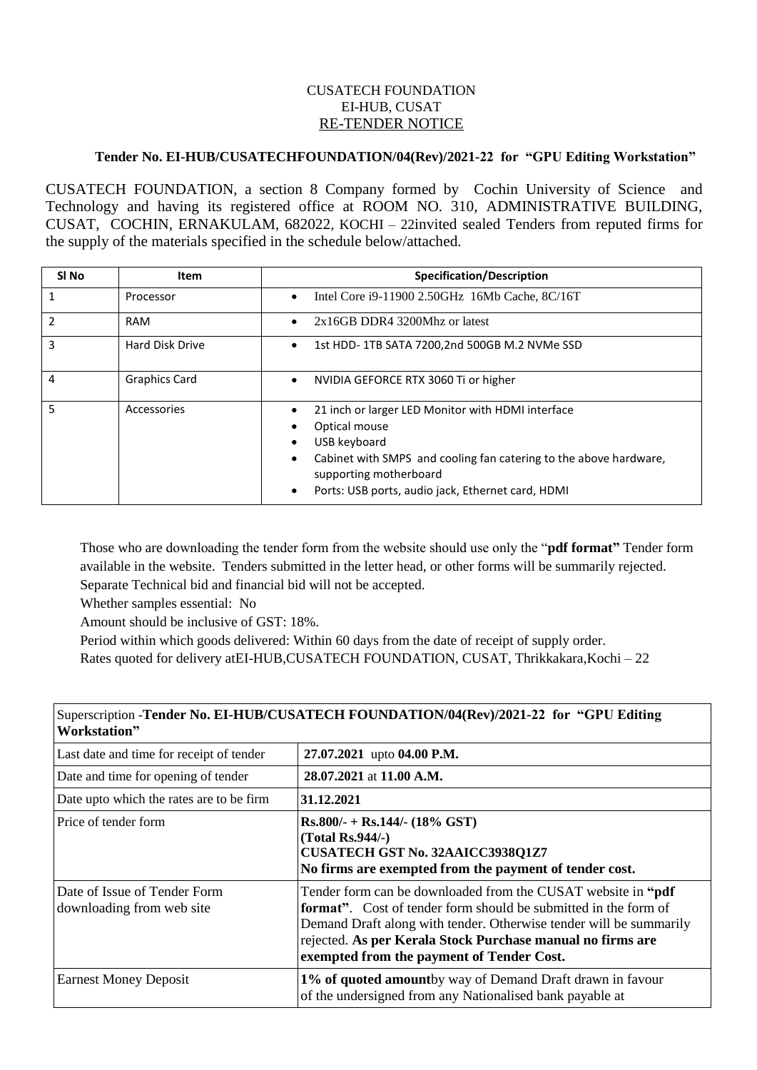CUSATECH FOUNDATION
EI-HUB, CUSAT
RE-TENDER NOTICE

**Tender No. EI-HUB/CUSATECHFOUNDATION/04(Rev)/2021-22 for "GPU Editing Workstation"**

CUSATECH FOUNDATION, a section 8 Company formed by Cochin University of Science and Technology and having its registered office at ROOM NO. 310, ADMINISTRATIVE BUILDING, CUSAT, COCHIN, ERNAKULAM, 682022, KOCHI – 22invited sealed Tenders from reputed firms for the supply of the materials specified in the schedule below/attached.

| Sl No | Item | Specification/Description |
|---|---|---|
| 1 | Processor | • Intel Core i9-11900 2.50GHz 16Mb Cache, 8C/16T |
| 2 | RAM | • 2x16GB DDR4 3200Mhz or latest |
| 3 | Hard Disk Drive | • 1st HDD- 1TB SATA 7200,2nd 500GB M.2 NVMe SSD |
| 4 | Graphics Card | • NVIDIA GEFORCE RTX 3060 Ti or higher |
| 5 | Accessories | • 21 inch or larger LED Monitor with HDMI interface<br>• Optical mouse<br>• USB keyboard<br>• Cabinet with SMPS and cooling fan catering to the above hardware, supporting motherboard<br>• Ports: USB ports, audio jack, Ethernet card, HDMI |

Those who are downloading the tender form from the website should use only the "**pdf format"** Tender form available in the website. Tenders submitted in the letter head, or other forms will be summarily rejected.
Separate Technical bid and financial bid will not be accepted.
Whether samples essential: No
Amount should be inclusive of GST: 18%.
Period within which goods delivered: Within 60 days from the date of receipt of supply order.
Rates quoted for delivery atEI-HUB,CUSATECH FOUNDATION, CUSAT, Thrikkakara,Kochi – 22

| Superscription -**Tender No. EI-HUB/CUSATECH FOUNDATION/04(Rev)/2021-22 for "GPU Editing Workstation"** | |
|---|---|
| Last date and time for receipt of tender | **27.07.2021** upto **04.00 P.M.** |
| Date and time for opening of tender | **28.07.2021** at **11.00 A.M.** |
| Date upto which the rates are to be firm | **31.12.2021** |
| Price of tender form | **Rs.800/- + Rs.144/- (18% GST)**<br>**(Total Rs.944/-)**<br>**CUSATECH GST No. 32AAICC3938Q1Z7**<br>**No firms are exempted from the payment of tender cost.** |
| Date of Issue of Tender Form downloading from web site | Tender form can be downloaded from the CUSAT website in **"pdf format"**. Cost of tender form should be submitted in the form of Demand Draft along with tender. Otherwise tender will be summarily rejected. **As per Kerala Stock Purchase manual no firms are exempted from the payment of Tender Cost.** |
| Earnest Money Deposit | **1% of quoted amount**by way of Demand Draft drawn in favour of the undersigned from any Nationalised bank payable at |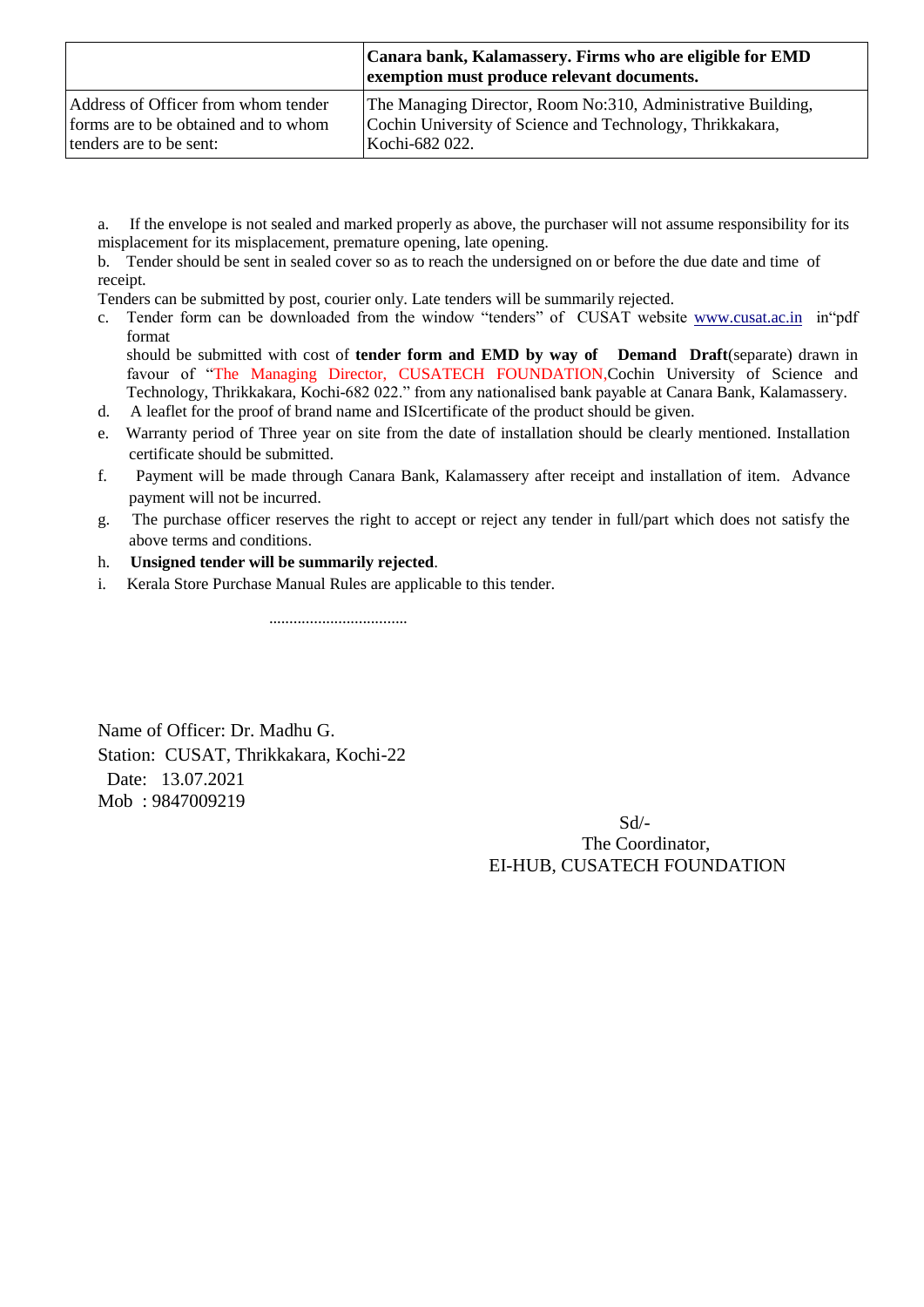| | |
|---|---|
| | **Canara bank, Kalamassery. Firms who are eligible for EMD exemption must produce relevant documents.** |
| Address of Officer from whom tender forms are to be obtained and to whom tenders are to be sent: | The Managing Director, Room No:310, Administrative Building, Cochin University of Science and Technology, Thrikkakara, Kochi-682 022. |

a. If the envelope is not sealed and marked properly as above, the purchaser will not assume responsibility for its misplacement for its misplacement, premature opening, late opening.

b. Tender should be sent in sealed cover so as to reach the undersigned on or before the due date and time of receipt.

Tenders can be submitted by post, courier only. Late tenders will be summarily rejected.

c. Tender form can be downloaded from the window "tenders" of CUSAT website www.cusat.ac.in in"pdf format should be submitted with cost of **tender form and EMD by way of Demand Draft**(separate) drawn in favour of "The Managing Director, CUSATECH FOUNDATION,Cochin University of Science and Technology, Thrikkakara, Kochi-682 022." from any nationalised bank payable at Canara Bank, Kalamassery.

d. A leaflet for the proof of brand name and ISIcertificate of the product should be given.

e. Warranty period of Three year on site from the date of installation should be clearly mentioned. Installation certificate should be submitted.

f. Payment will be made through Canara Bank, Kalamassery after receipt and installation of item. Advance payment will not be incurred.

g. The purchase officer reserves the right to accept or reject any tender in full/part which does not satisfy the above terms and conditions.

h. **Unsigned tender will be summarily rejected**.

i. Kerala Store Purchase Manual Rules are applicable to this tender.

.................................

Name of Officer: Dr. Madhu G.
Station: CUSAT, Thrikkakara, Kochi-22
Date: 13.07.2021
Mob : 9847009219

Sd/-
The Coordinator,
EI-HUB, CUSATECH FOUNDATION